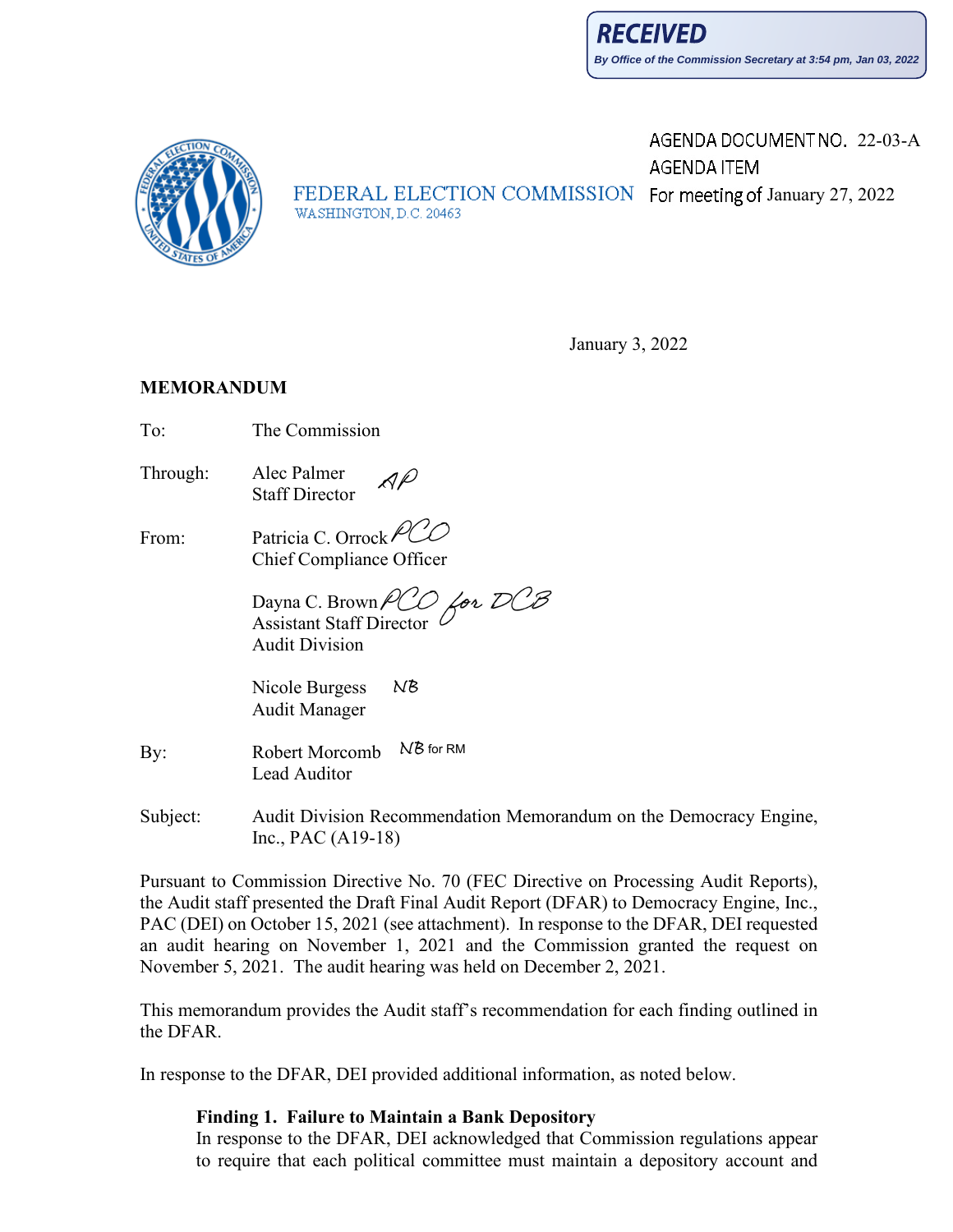**RECEIVED**
*By Office of the Commission Secretary at 3:54 pm, Jan 03, 2022*

AGENDA DOCUMENT NO. 22-03-A
AGENDA ITEM
For meeting of January 27, 2022

FEDERAL ELECTION COMMISSION
WASHINGTON, D.C. 20463

January 3, 2022

**MEMORANDUM**

To: The Commission

Through: Alec Palmer AP
Staff Director

From: Patricia C. Orrock PCO
Chief Compliance Officer

Dayna C. Brown PCO for DCB
Assistant Staff Director
Audit Division

Nicole Burgess NB
Audit Manager

By: Robert Morcomb NB for RM
Lead Auditor

Subject: Audit Division Recommendation Memorandum on the Democracy Engine, Inc., PAC (A19-18)

Pursuant to Commission Directive No. 70 (FEC Directive on Processing Audit Reports), the Audit staff presented the Draft Final Audit Report (DFAR) to Democracy Engine, Inc., PAC (DEI) on October 15, 2021 (see attachment). In response to the DFAR, DEI requested an audit hearing on November 1, 2021 and the Commission granted the request on November 5, 2021. The audit hearing was held on December 2, 2021.

This memorandum provides the Audit staff's recommendation for each finding outlined in the DFAR.

In response to the DFAR, DEI provided additional information, as noted below.

**Finding 1. Failure to Maintain a Bank Depository**
In response to the DFAR, DEI acknowledged that Commission regulations appear to require that each political committee must maintain a depository account and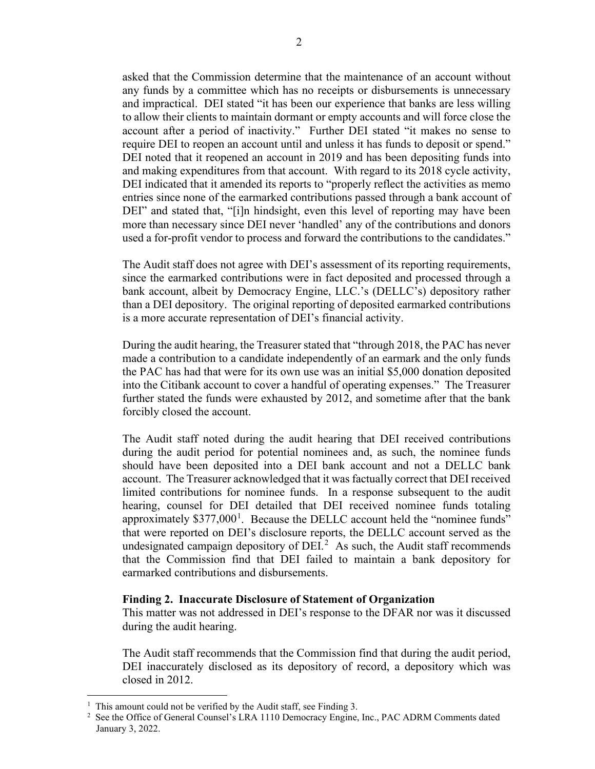asked that the Commission determine that the maintenance of an account without any funds by a committee which has no receipts or disbursements is unnecessary and impractical. DEI stated "it has been our experience that banks are less willing to allow their clients to maintain dormant or empty accounts and will force close the account after a period of inactivity." Further DEI stated "it makes no sense to require DEI to reopen an account until and unless it has funds to deposit or spend." DEI noted that it reopened an account in 2019 and has been depositing funds into and making expenditures from that account. With regard to its 2018 cycle activity, DEI indicated that it amended its reports to "properly reflect the activities as memo entries since none of the earmarked contributions passed through a bank account of DEI" and stated that, "[i]n hindsight, even this level of reporting may have been more than necessary since DEI never 'handled' any of the contributions and donors used a for-profit vendor to process and forward the contributions to the candidates."

The Audit staff does not agree with DEI's assessment of its reporting requirements, since the earmarked contributions were in fact deposited and processed through a bank account, albeit by Democracy Engine, LLC.'s (DELLC's) depository rather than a DEI depository. The original reporting of deposited earmarked contributions is a more accurate representation of DEI's financial activity.

During the audit hearing, the Treasurer stated that "through 2018, the PAC has never made a contribution to a candidate independently of an earmark and the only funds the PAC has had that were for its own use was an initial $5,000 donation deposited into the Citibank account to cover a handful of operating expenses." The Treasurer further stated the funds were exhausted by 2012, and sometime after that the bank forcibly closed the account.

The Audit staff noted during the audit hearing that DEI received contributions during the audit period for potential nominees and, as such, the nominee funds should have been deposited into a DEI bank account and not a DELLC bank account. The Treasurer acknowledged that it was factually correct that DEI received limited contributions for nominee funds. In a response subsequent to the audit hearing, counsel for DEI detailed that DEI received nominee funds totaling approximately $377,000[1]. Because the DELLC account held the "nominee funds" that were reported on DEI's disclosure reports, the DELLC account served as the undesignated campaign depository of DEI.[2] As such, the Audit staff recommends that the Commission find that DEI failed to maintain a bank depository for earmarked contributions and disbursements.

**Finding 2. Inaccurate Disclosure of Statement of Organization**

This matter was not addressed in DEI's response to the DFAR nor was it discussed during the audit hearing.

The Audit staff recommends that the Commission find that during the audit period, DEI inaccurately disclosed as its depository of record, a depository which was closed in 2012.

---

[1] This amount could not be verified by the Audit staff, see Finding 3.

[2] See the Office of General Counsel's LRA 1110 Democracy Engine, Inc., PAC ADRM Comments dated January 3, 2022.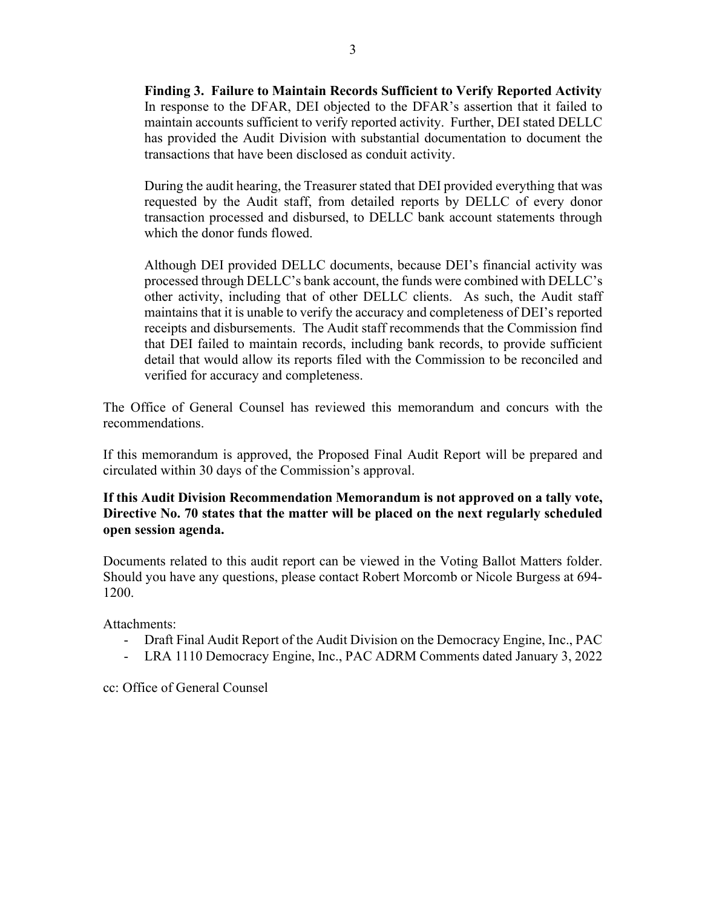**Finding 3. Failure to Maintain Records Sufficient to Verify Reported Activity**
In response to the DFAR, DEI objected to the DFAR's assertion that it failed to maintain accounts sufficient to verify reported activity. Further, DEI stated DELLC has provided the Audit Division with substantial documentation to document the transactions that have been disclosed as conduit activity.

During the audit hearing, the Treasurer stated that DEI provided everything that was requested by the Audit staff, from detailed reports by DELLC of every donor transaction processed and disbursed, to DELLC bank account statements through which the donor funds flowed.

Although DEI provided DELLC documents, because DEI's financial activity was processed through DELLC's bank account, the funds were combined with DELLC's other activity, including that of other DELLC clients. As such, the Audit staff maintains that it is unable to verify the accuracy and completeness of DEI's reported receipts and disbursements. The Audit staff recommends that the Commission find that DEI failed to maintain records, including bank records, to provide sufficient detail that would allow its reports filed with the Commission to be reconciled and verified for accuracy and completeness.

The Office of General Counsel has reviewed this memorandum and concurs with the recommendations.

If this memorandum is approved, the Proposed Final Audit Report will be prepared and circulated within 30 days of the Commission's approval.

**If this Audit Division Recommendation Memorandum is not approved on a tally vote, Directive No. 70 states that the matter will be placed on the next regularly scheduled open session agenda.**

Documents related to this audit report can be viewed in the Voting Ballot Matters folder. Should you have any questions, please contact Robert Morcomb or Nicole Burgess at 694-1200.

Attachments:

- Draft Final Audit Report of the Audit Division on the Democracy Engine, Inc., PAC
- LRA 1110 Democracy Engine, Inc., PAC ADRM Comments dated January 3, 2022

cc: Office of General Counsel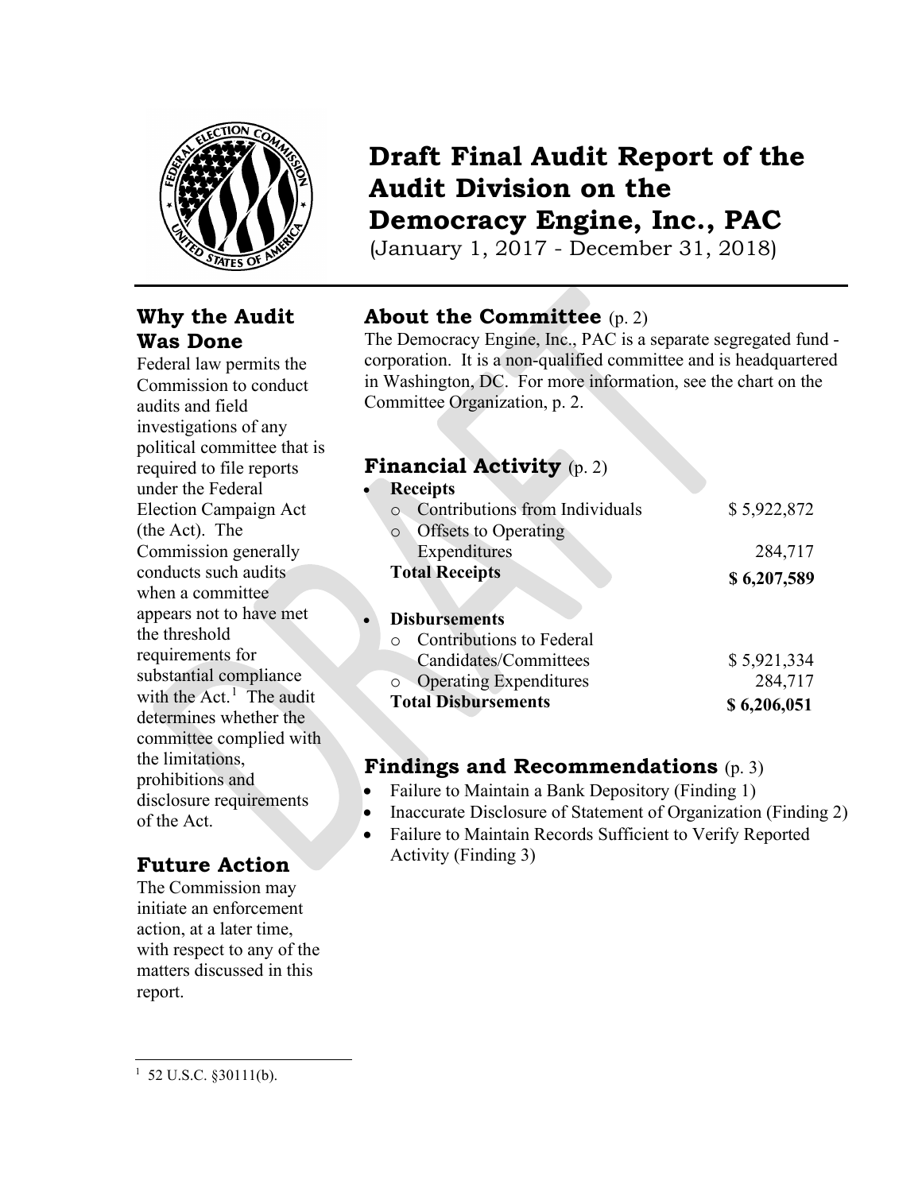# Draft Final Audit Report of the Audit Division on the Democracy Engine, Inc., PAC

(January 1, 2017 - December 31, 2018)

## About the Committee (p. 2)

The Democracy Engine, Inc., PAC is a separate segregated fund - corporation. It is a non-qualified committee and is headquartered in Washington, DC. For more information, see the chart on the Committee Organization, p. 2.

## Financial Activity (p. 2)

- **Receipts**
  - Contributions from Individuals — $ 5,922,872
  - Offsets to Operating Expenditures — 284,717

  **Total Receipts** — **$ 6,207,589**

- **Disbursements**
  - Contributions to Federal Candidates/Committees — $ 5,921,334
  - Operating Expenditures — 284,717

  **Total Disbursements** — **$ 6,206,051**

## Findings and Recommendations (p. 3)

- Failure to Maintain a Bank Depository (Finding 1)
- Inaccurate Disclosure of Statement of Organization (Finding 2)
- Failure to Maintain Records Sufficient to Verify Reported Activity (Finding 3)

## Why the Audit Was Done

Federal law permits the Commission to conduct audits and field investigations of any political committee that is required to file reports under the Federal Election Campaign Act (the Act). The Commission generally conducts such audits when a committee appears not to have met the threshold requirements for substantial compliance with the Act.[1] The audit determines whether the committee complied with the limitations, prohibitions and disclosure requirements of the Act.

## Future Action

The Commission may initiate an enforcement action, at a later time, with respect to any of the matters discussed in this report.

---

[1] 52 U.S.C. §30111(b).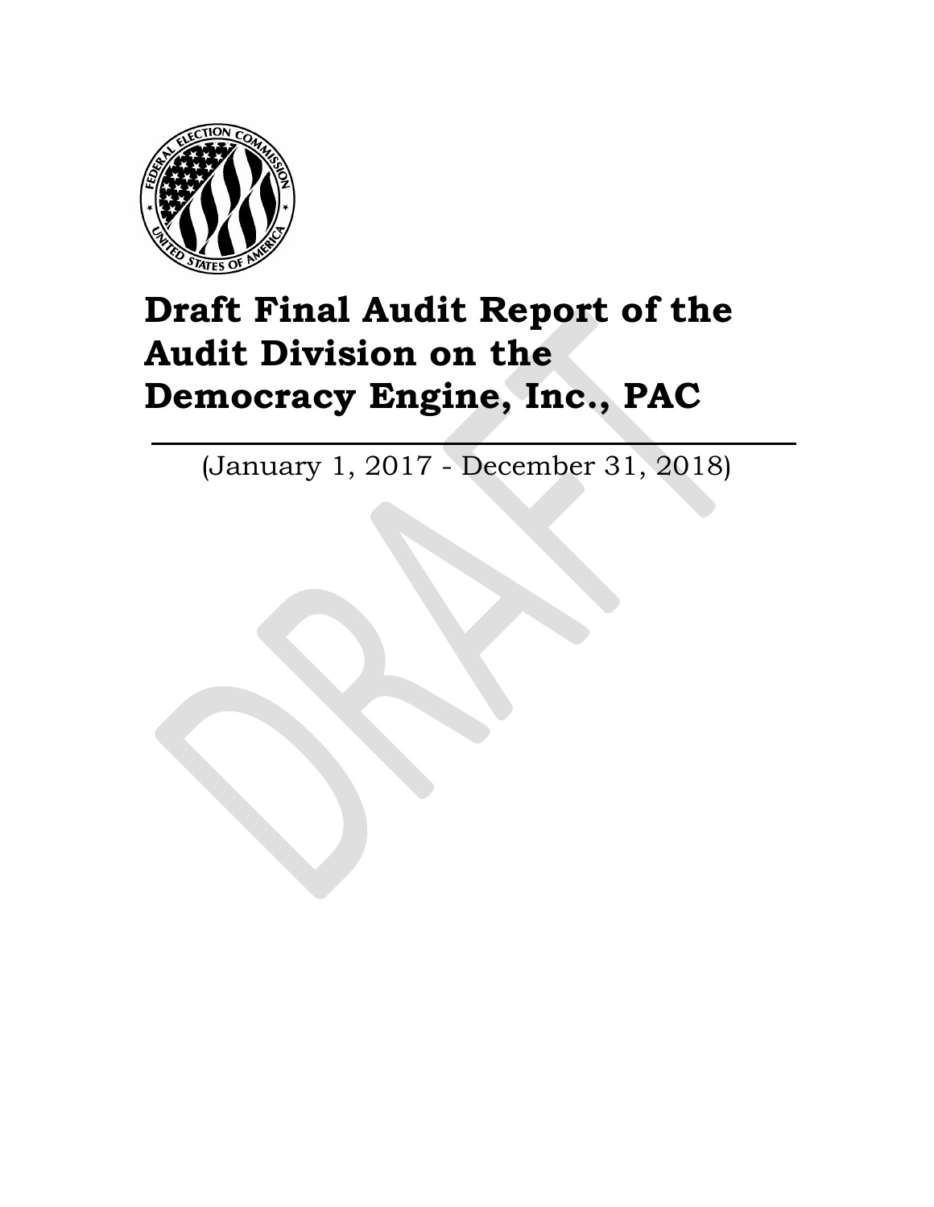# Draft Final Audit Report of the Audit Division on the Democracy Engine, Inc., PAC

(January 1, 2017 - December 31, 2018)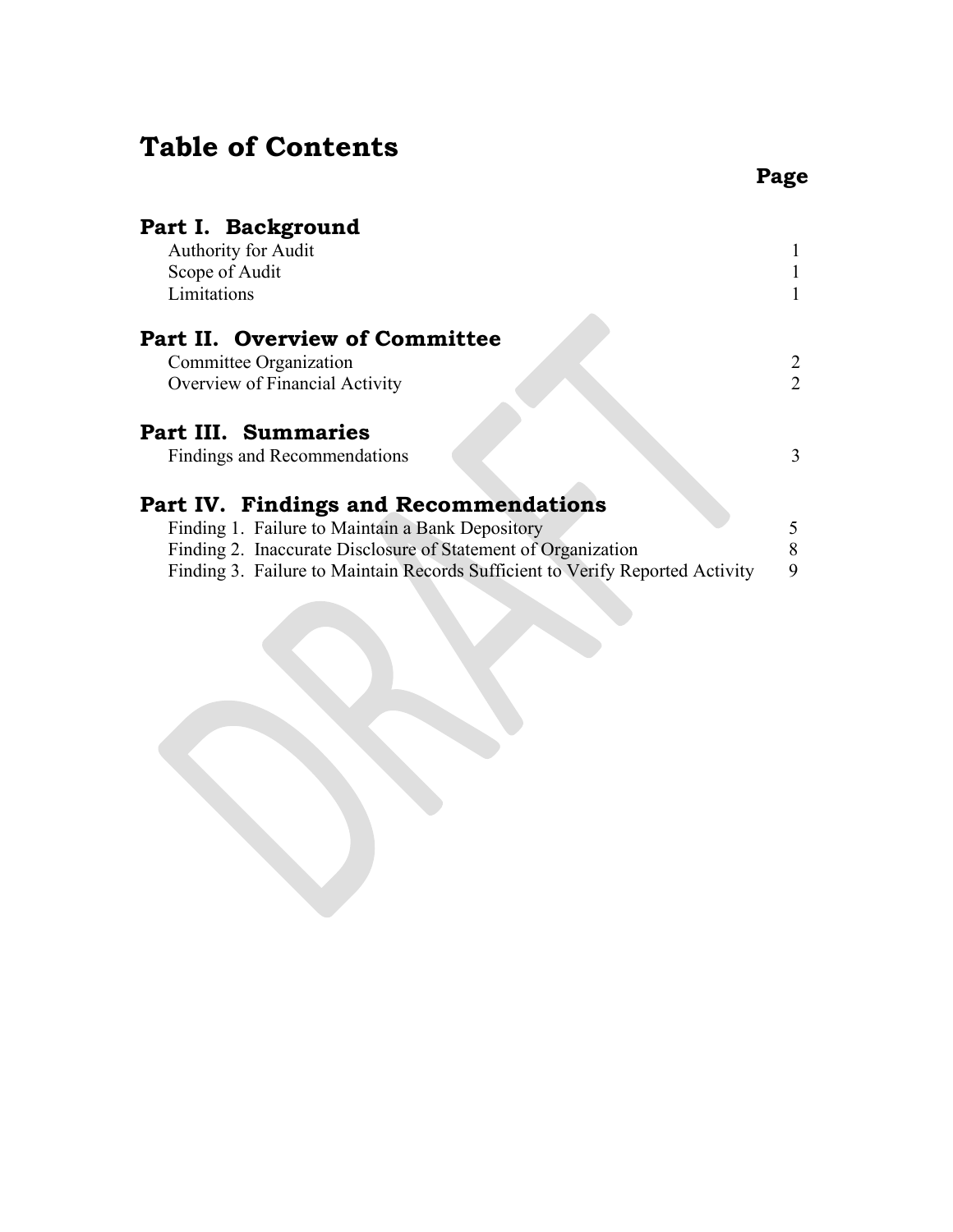# Table of Contents

| | Page |
|---|---|
| **Part I. Background** | |
| Authority for Audit | 1 |
| Scope of Audit | 1 |
| Limitations | 1 |
| **Part II. Overview of Committee** | |
| Committee Organization | 2 |
| Overview of Financial Activity | 2 |
| **Part III. Summaries** | |
| Findings and Recommendations | 3 |
| **Part IV. Findings and Recommendations** | |
| Finding 1. Failure to Maintain a Bank Depository | 5 |
| Finding 2. Inaccurate Disclosure of Statement of Organization | 8 |
| Finding 3. Failure to Maintain Records Sufficient to Verify Reported Activity | 9 |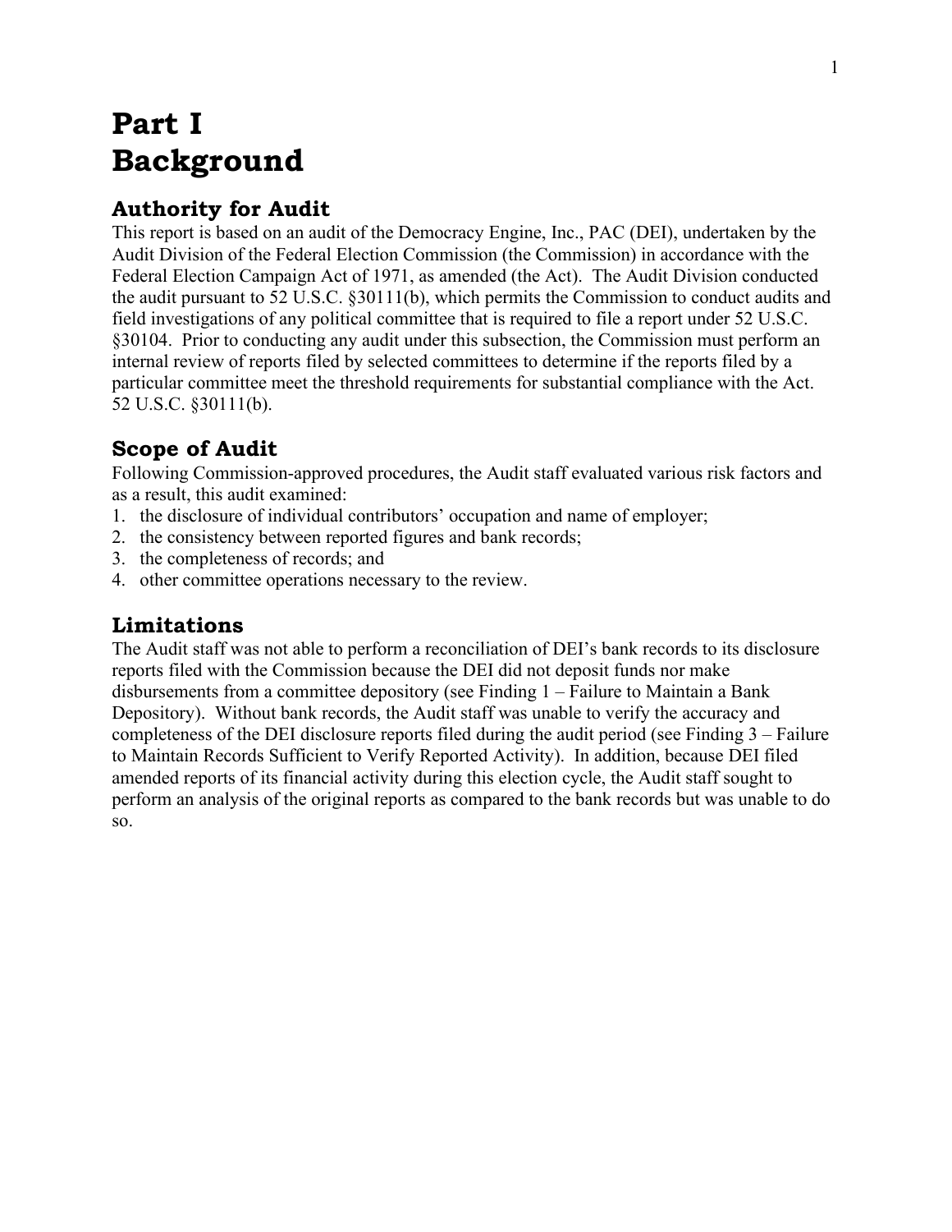# Part I
# Background

## Authority for Audit

This report is based on an audit of the Democracy Engine, Inc., PAC (DEI), undertaken by the Audit Division of the Federal Election Commission (the Commission) in accordance with the Federal Election Campaign Act of 1971, as amended (the Act). The Audit Division conducted the audit pursuant to 52 U.S.C. §30111(b), which permits the Commission to conduct audits and field investigations of any political committee that is required to file a report under 52 U.S.C. §30104. Prior to conducting any audit under this subsection, the Commission must perform an internal review of reports filed by selected committees to determine if the reports filed by a particular committee meet the threshold requirements for substantial compliance with the Act. 52 U.S.C. §30111(b).

## Scope of Audit

Following Commission-approved procedures, the Audit staff evaluated various risk factors and as a result, this audit examined:

1. the disclosure of individual contributors' occupation and name of employer;
2. the consistency between reported figures and bank records;
3. the completeness of records; and
4. other committee operations necessary to the review.

## Limitations

The Audit staff was not able to perform a reconciliation of DEI's bank records to its disclosure reports filed with the Commission because the DEI did not deposit funds nor make disbursements from a committee depository (see Finding 1 – Failure to Maintain a Bank Depository). Without bank records, the Audit staff was unable to verify the accuracy and completeness of the DEI disclosure reports filed during the audit period (see Finding 3 – Failure to Maintain Records Sufficient to Verify Reported Activity). In addition, because DEI filed amended reports of its financial activity during this election cycle, the Audit staff sought to perform an analysis of the original reports as compared to the bank records but was unable to do so.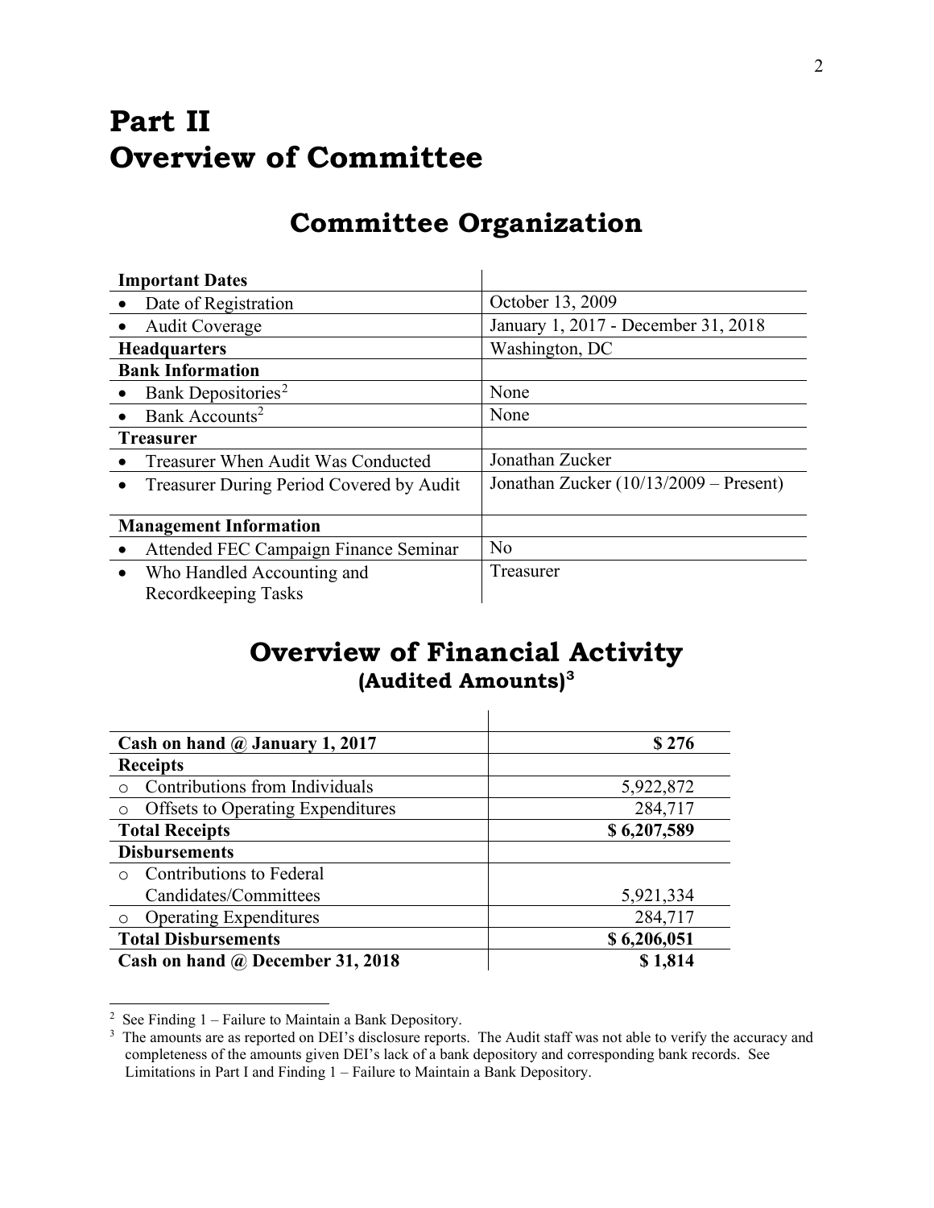# Part II
# Overview of Committee

## Committee Organization

| Important Dates | |
|---|---|
| • Date of Registration | October 13, 2009 |
| • Audit Coverage | January 1, 2017 - December 31, 2018 |
| **Headquarters** | Washington, DC |
| **Bank Information** | |
| • Bank Depositories[2] | None |
| • Bank Accounts[2] | None |
| **Treasurer** | |
| • Treasurer When Audit Was Conducted | Jonathan Zucker |
| • Treasurer During Period Covered by Audit | Jonathan Zucker (10/13/2009 – Present) |
| **Management Information** | |
| • Attended FEC Campaign Finance Seminar | No |
| • Who Handled Accounting and Recordkeeping Tasks | Treasurer |

## Overview of Financial Activity
### (Audited Amounts)[3]

| | |
|---|---:|
| **Cash on hand @ January 1, 2017** | **$ 276** |
| **Receipts** | |
| ○ Contributions from Individuals | 5,922,872 |
| ○ Offsets to Operating Expenditures | 284,717 |
| **Total Receipts** | **$ 6,207,589** |
| **Disbursements** | |
| ○ Contributions to Federal Candidates/Committees | 5,921,334 |
| ○ Operating Expenditures | 284,717 |
| **Total Disbursements** | **$ 6,206,051** |
| **Cash on hand @ December 31, 2018** | **$ 1,814** |

[2] See Finding 1 – Failure to Maintain a Bank Depository.

[3] The amounts are as reported on DEI's disclosure reports. The Audit staff was not able to verify the accuracy and completeness of the amounts given DEI's lack of a bank depository and corresponding bank records. See Limitations in Part I and Finding 1 – Failure to Maintain a Bank Depository.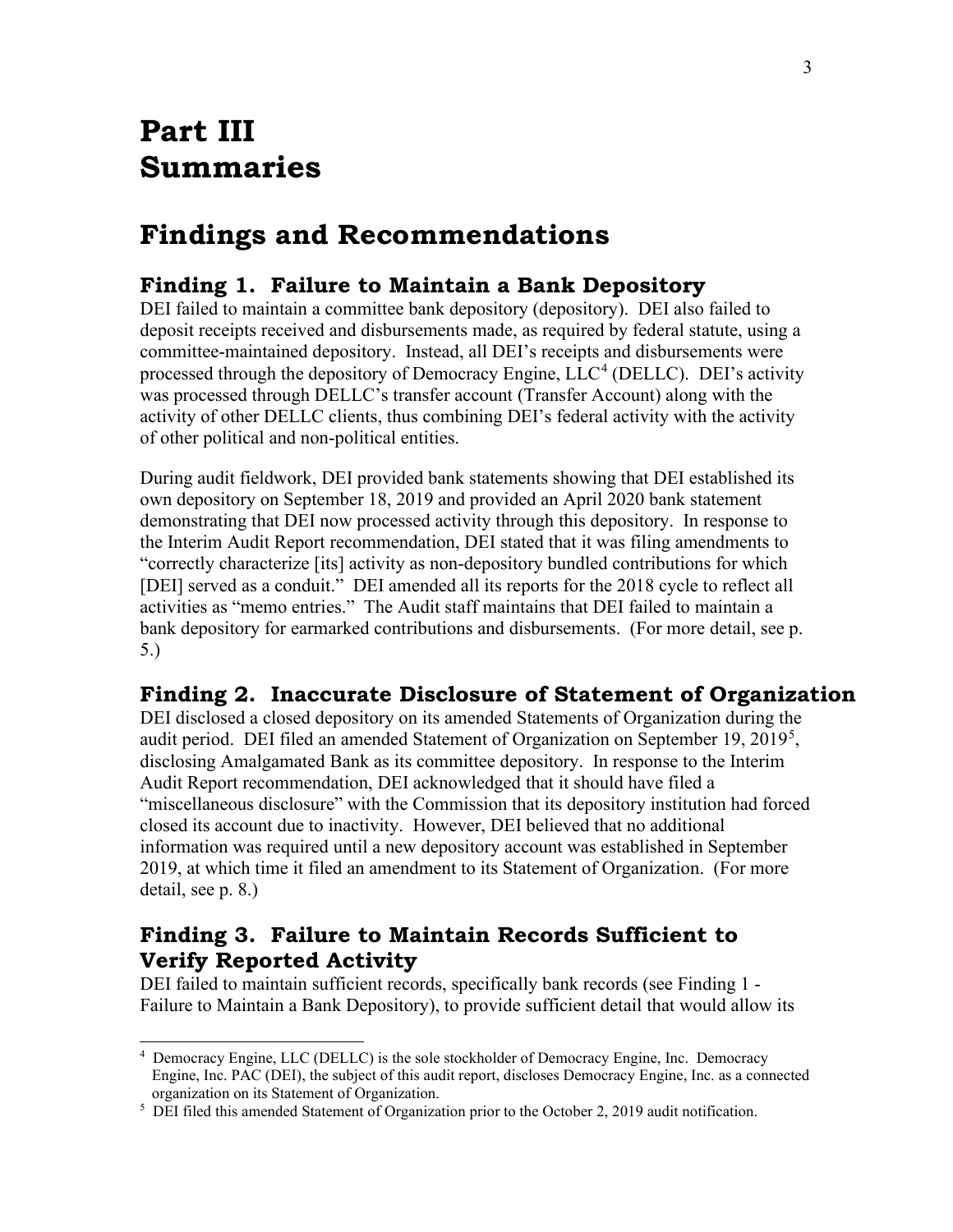# Part III Summaries

## Findings and Recommendations

### Finding 1. Failure to Maintain a Bank Depository

DEI failed to maintain a committee bank depository (depository). DEI also failed to deposit receipts received and disbursements made, as required by federal statute, using a committee-maintained depository. Instead, all DEI's receipts and disbursements were processed through the depository of Democracy Engine, LLC[4] (DELLC). DEI's activity was processed through DELLC's transfer account (Transfer Account) along with the activity of other DELLC clients, thus combining DEI's federal activity with the activity of other political and non-political entities.

During audit fieldwork, DEI provided bank statements showing that DEI established its own depository on September 18, 2019 and provided an April 2020 bank statement demonstrating that DEI now processed activity through this depository. In response to the Interim Audit Report recommendation, DEI stated that it was filing amendments to "correctly characterize [its] activity as non-depository bundled contributions for which [DEI] served as a conduit." DEI amended all its reports for the 2018 cycle to reflect all activities as "memo entries." The Audit staff maintains that DEI failed to maintain a bank depository for earmarked contributions and disbursements. (For more detail, see p. 5.)

### Finding 2. Inaccurate Disclosure of Statement of Organization

DEI disclosed a closed depository on its amended Statements of Organization during the audit period. DEI filed an amended Statement of Organization on September 19, 2019[5], disclosing Amalgamated Bank as its committee depository. In response to the Interim Audit Report recommendation, DEI acknowledged that it should have filed a "miscellaneous disclosure" with the Commission that its depository institution had forced closed its account due to inactivity. However, DEI believed that no additional information was required until a new depository account was established in September 2019, at which time it filed an amendment to its Statement of Organization. (For more detail, see p. 8.)

### Finding 3. Failure to Maintain Records Sufficient to Verify Reported Activity

DEI failed to maintain sufficient records, specifically bank records (see Finding 1 - Failure to Maintain a Bank Depository), to provide sufficient detail that would allow its

---

[4] Democracy Engine, LLC (DELLC) is the sole stockholder of Democracy Engine, Inc. Democracy Engine, Inc. PAC (DEI), the subject of this audit report, discloses Democracy Engine, Inc. as a connected organization on its Statement of Organization.

[5] DEI filed this amended Statement of Organization prior to the October 2, 2019 audit notification.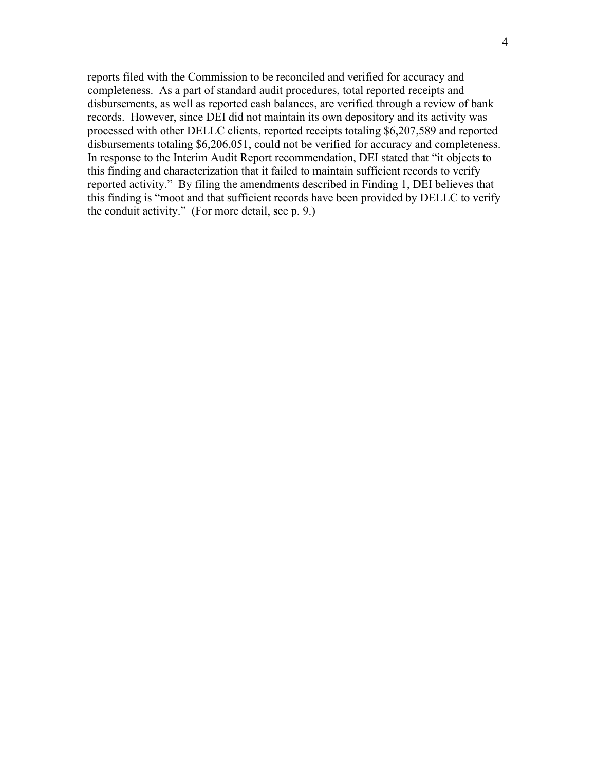reports filed with the Commission to be reconciled and verified for accuracy and completeness. As a part of standard audit procedures, total reported receipts and disbursements, as well as reported cash balances, are verified through a review of bank records. However, since DEI did not maintain its own depository and its activity was processed with other DELLC clients, reported receipts totaling $6,207,589 and reported disbursements totaling $6,206,051, could not be verified for accuracy and completeness. In response to the Interim Audit Report recommendation, DEI stated that "it objects to this finding and characterization that it failed to maintain sufficient records to verify reported activity." By filing the amendments described in Finding 1, DEI believes that this finding is "moot and that sufficient records have been provided by DELLC to verify the conduit activity." (For more detail, see p. 9.)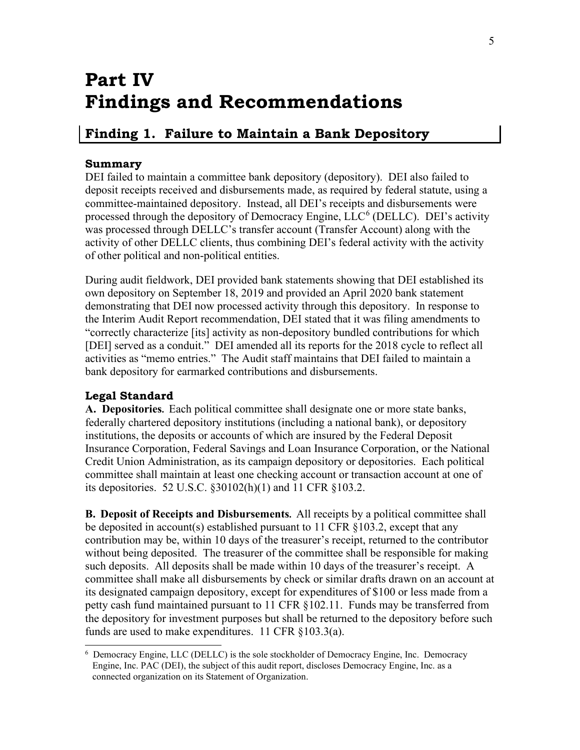# Part IV Findings and Recommendations

## Finding 1. Failure to Maintain a Bank Depository

### Summary

DEI failed to maintain a committee bank depository (depository). DEI also failed to deposit receipts received and disbursements made, as required by federal statute, using a committee-maintained depository. Instead, all DEI's receipts and disbursements were processed through the depository of Democracy Engine, LLC[6] (DELLC). DEI's activity was processed through DELLC's transfer account (Transfer Account) along with the activity of other DELLC clients, thus combining DEI's federal activity with the activity of other political and non-political entities.

During audit fieldwork, DEI provided bank statements showing that DEI established its own depository on September 18, 2019 and provided an April 2020 bank statement demonstrating that DEI now processed activity through this depository. In response to the Interim Audit Report recommendation, DEI stated that it was filing amendments to "correctly characterize [its] activity as non-depository bundled contributions for which [DEI] served as a conduit." DEI amended all its reports for the 2018 cycle to reflect all activities as "memo entries." The Audit staff maintains that DEI failed to maintain a bank depository for earmarked contributions and disbursements.

### Legal Standard

**A. Depositories.** Each political committee shall designate one or more state banks, federally chartered depository institutions (including a national bank), or depository institutions, the deposits or accounts of which are insured by the Federal Deposit Insurance Corporation, Federal Savings and Loan Insurance Corporation, or the National Credit Union Administration, as its campaign depository or depositories. Each political committee shall maintain at least one checking account or transaction account at one of its depositories. 52 U.S.C. §30102(h)(1) and 11 CFR §103.2.

**B. Deposit of Receipts and Disbursements.** All receipts by a political committee shall be deposited in account(s) established pursuant to 11 CFR §103.2, except that any contribution may be, within 10 days of the treasurer's receipt, returned to the contributor without being deposited. The treasurer of the committee shall be responsible for making such deposits. All deposits shall be made within 10 days of the treasurer's receipt. A committee shall make all disbursements by check or similar drafts drawn on an account at its designated campaign depository, except for expenditures of $100 or less made from a petty cash fund maintained pursuant to 11 CFR §102.11. Funds may be transferred from the depository for investment purposes but shall be returned to the depository before such funds are used to make expenditures. 11 CFR §103.3(a).

---

[6] Democracy Engine, LLC (DELLC) is the sole stockholder of Democracy Engine, Inc. Democracy Engine, Inc. PAC (DEI), the subject of this audit report, discloses Democracy Engine, Inc. as a connected organization on its Statement of Organization.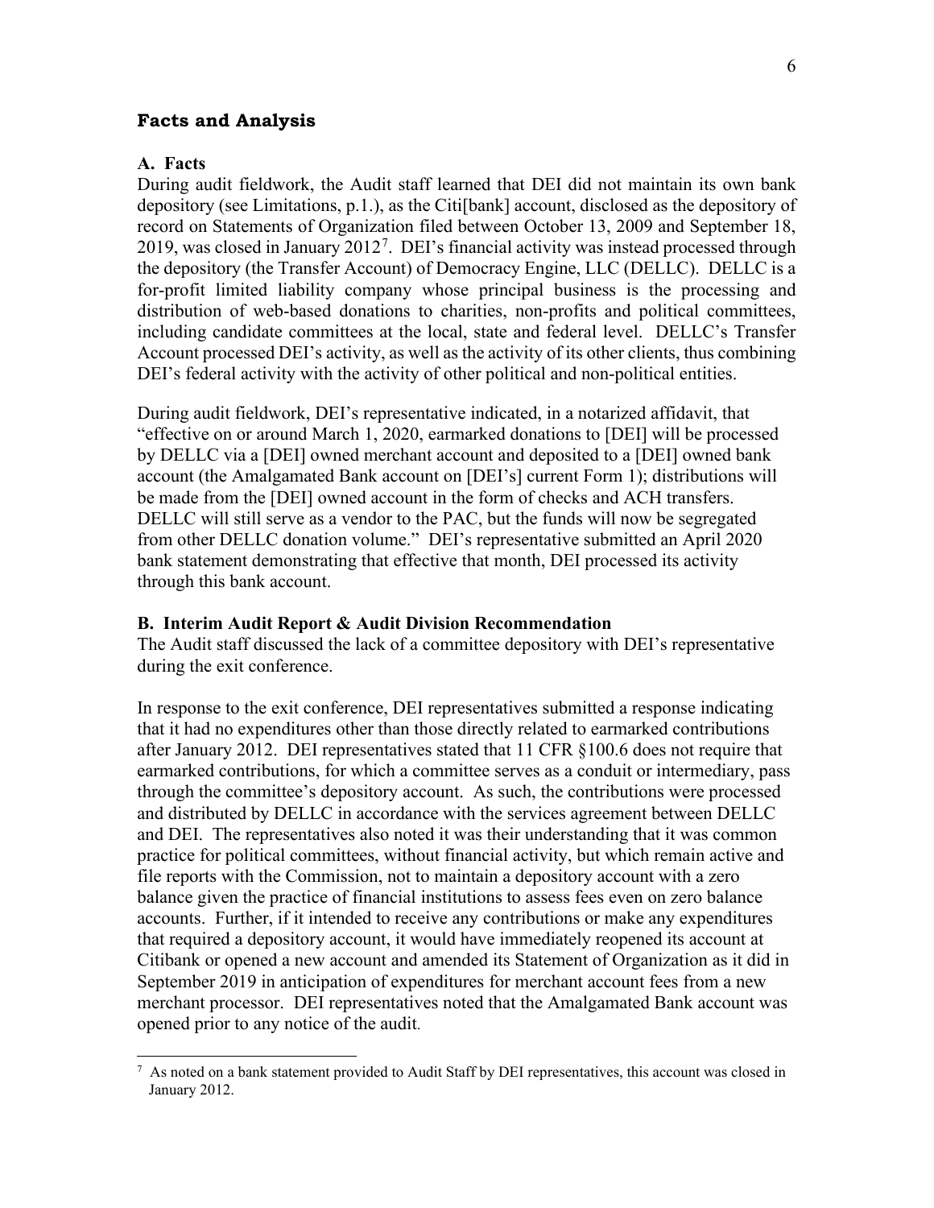### Facts and Analysis

#### A. Facts

During audit fieldwork, the Audit staff learned that DEI did not maintain its own bank depository (see Limitations, p.1.), as the Citi[bank] account, disclosed as the depository of record on Statements of Organization filed between October 13, 2009 and September 18, 2019, was closed in January 2012[7]. DEI's financial activity was instead processed through the depository (the Transfer Account) of Democracy Engine, LLC (DELLC). DELLC is a for-profit limited liability company whose principal business is the processing and distribution of web-based donations to charities, non-profits and political committees, including candidate committees at the local, state and federal level. DELLC's Transfer Account processed DEI's activity, as well as the activity of its other clients, thus combining DEI's federal activity with the activity of other political and non-political entities.

During audit fieldwork, DEI's representative indicated, in a notarized affidavit, that "effective on or around March 1, 2020, earmarked donations to [DEI] will be processed by DELLC via a [DEI] owned merchant account and deposited to a [DEI] owned bank account (the Amalgamated Bank account on [DEI's] current Form 1); distributions will be made from the [DEI] owned account in the form of checks and ACH transfers. DELLC will still serve as a vendor to the PAC, but the funds will now be segregated from other DELLC donation volume." DEI's representative submitted an April 2020 bank statement demonstrating that effective that month, DEI processed its activity through this bank account.

#### B. Interim Audit Report & Audit Division Recommendation

The Audit staff discussed the lack of a committee depository with DEI's representative during the exit conference.

In response to the exit conference, DEI representatives submitted a response indicating that it had no expenditures other than those directly related to earmarked contributions after January 2012. DEI representatives stated that 11 CFR §100.6 does not require that earmarked contributions, for which a committee serves as a conduit or intermediary, pass through the committee's depository account. As such, the contributions were processed and distributed by DELLC in accordance with the services agreement between DELLC and DEI. The representatives also noted it was their understanding that it was common practice for political committees, without financial activity, but which remain active and file reports with the Commission, not to maintain a depository account with a zero balance given the practice of financial institutions to assess fees even on zero balance accounts. Further, if it intended to receive any contributions or make any expenditures that required a depository account, it would have immediately reopened its account at Citibank or opened a new account and amended its Statement of Organization as it did in September 2019 in anticipation of expenditures for merchant account fees from a new merchant processor. DEI representatives noted that the Amalgamated Bank account was opened prior to any notice of the audit.

---

[7] As noted on a bank statement provided to Audit Staff by DEI representatives, this account was closed in January 2012.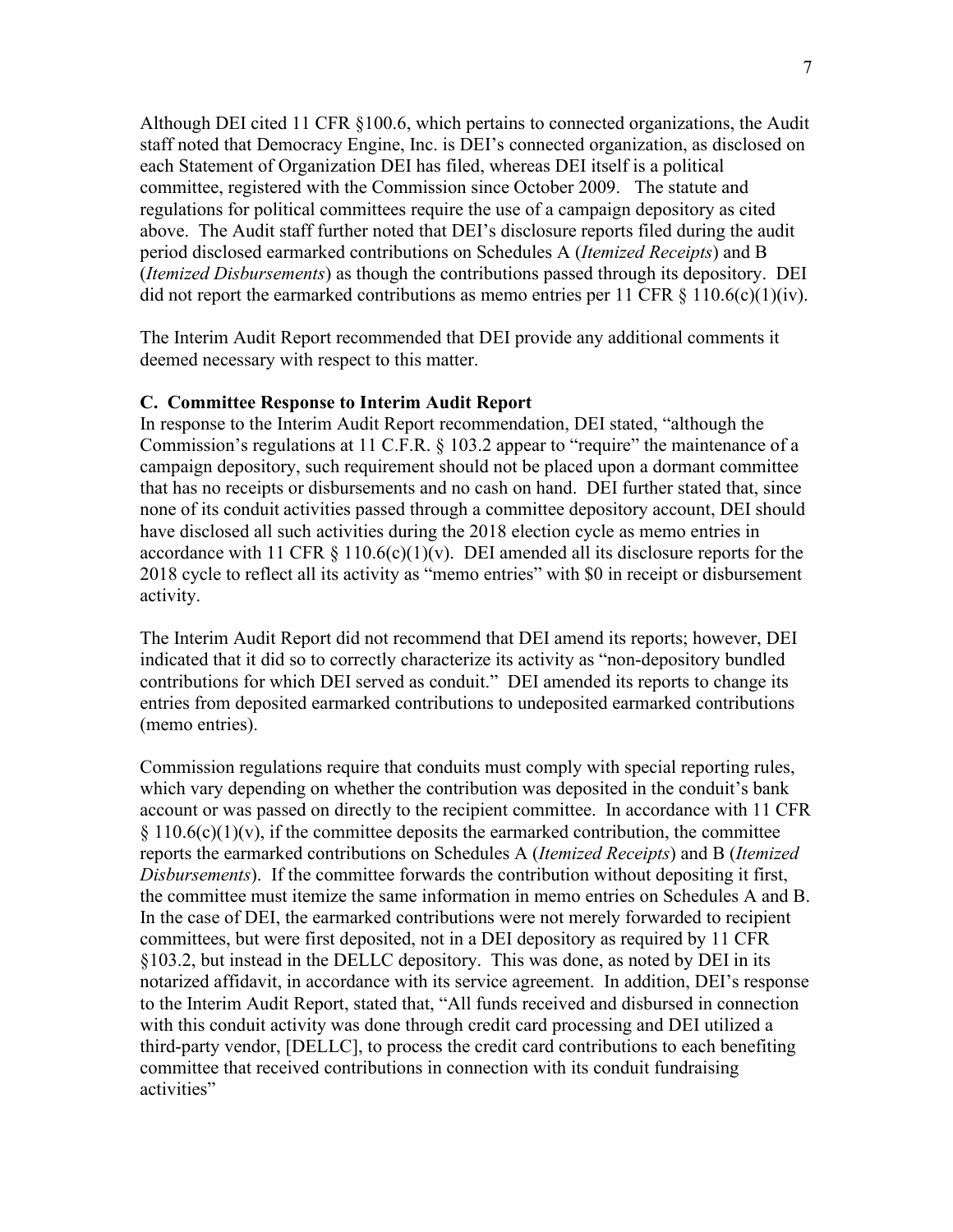Although DEI cited 11 CFR §100.6, which pertains to connected organizations, the Audit staff noted that Democracy Engine, Inc. is DEI's connected organization, as disclosed on each Statement of Organization DEI has filed, whereas DEI itself is a political committee, registered with the Commission since October 2009. The statute and regulations for political committees require the use of a campaign depository as cited above. The Audit staff further noted that DEI's disclosure reports filed during the audit period disclosed earmarked contributions on Schedules A (*Itemized Receipts*) and B (*Itemized Disbursements*) as though the contributions passed through its depository. DEI did not report the earmarked contributions as memo entries per 11 CFR § 110.6(c)(1)(iv).

The Interim Audit Report recommended that DEI provide any additional comments it deemed necessary with respect to this matter.

**C. Committee Response to Interim Audit Report**

In response to the Interim Audit Report recommendation, DEI stated, "although the Commission's regulations at 11 C.F.R. § 103.2 appear to "require" the maintenance of a campaign depository, such requirement should not be placed upon a dormant committee that has no receipts or disbursements and no cash on hand. DEI further stated that, since none of its conduit activities passed through a committee depository account, DEI should have disclosed all such activities during the 2018 election cycle as memo entries in accordance with 11 CFR § 110.6(c)(1)(v). DEI amended all its disclosure reports for the 2018 cycle to reflect all its activity as "memo entries" with $0 in receipt or disbursement activity.

The Interim Audit Report did not recommend that DEI amend its reports; however, DEI indicated that it did so to correctly characterize its activity as "non-depository bundled contributions for which DEI served as conduit." DEI amended its reports to change its entries from deposited earmarked contributions to undeposited earmarked contributions (memo entries).

Commission regulations require that conduits must comply with special reporting rules, which vary depending on whether the contribution was deposited in the conduit's bank account or was passed on directly to the recipient committee. In accordance with 11 CFR § 110.6(c)(1)(v), if the committee deposits the earmarked contribution, the committee reports the earmarked contributions on Schedules A (*Itemized Receipts*) and B (*Itemized Disbursements*). If the committee forwards the contribution without depositing it first, the committee must itemize the same information in memo entries on Schedules A and B. In the case of DEI, the earmarked contributions were not merely forwarded to recipient committees, but were first deposited, not in a DEI depository as required by 11 CFR §103.2, but instead in the DELLC depository. This was done, as noted by DEI in its notarized affidavit, in accordance with its service agreement. In addition, DEI's response to the Interim Audit Report, stated that, "All funds received and disbursed in connection with this conduit activity was done through credit card processing and DEI utilized a third-party vendor, [DELLC], to process the credit card contributions to each benefiting committee that received contributions in connection with its conduit fundraising activities"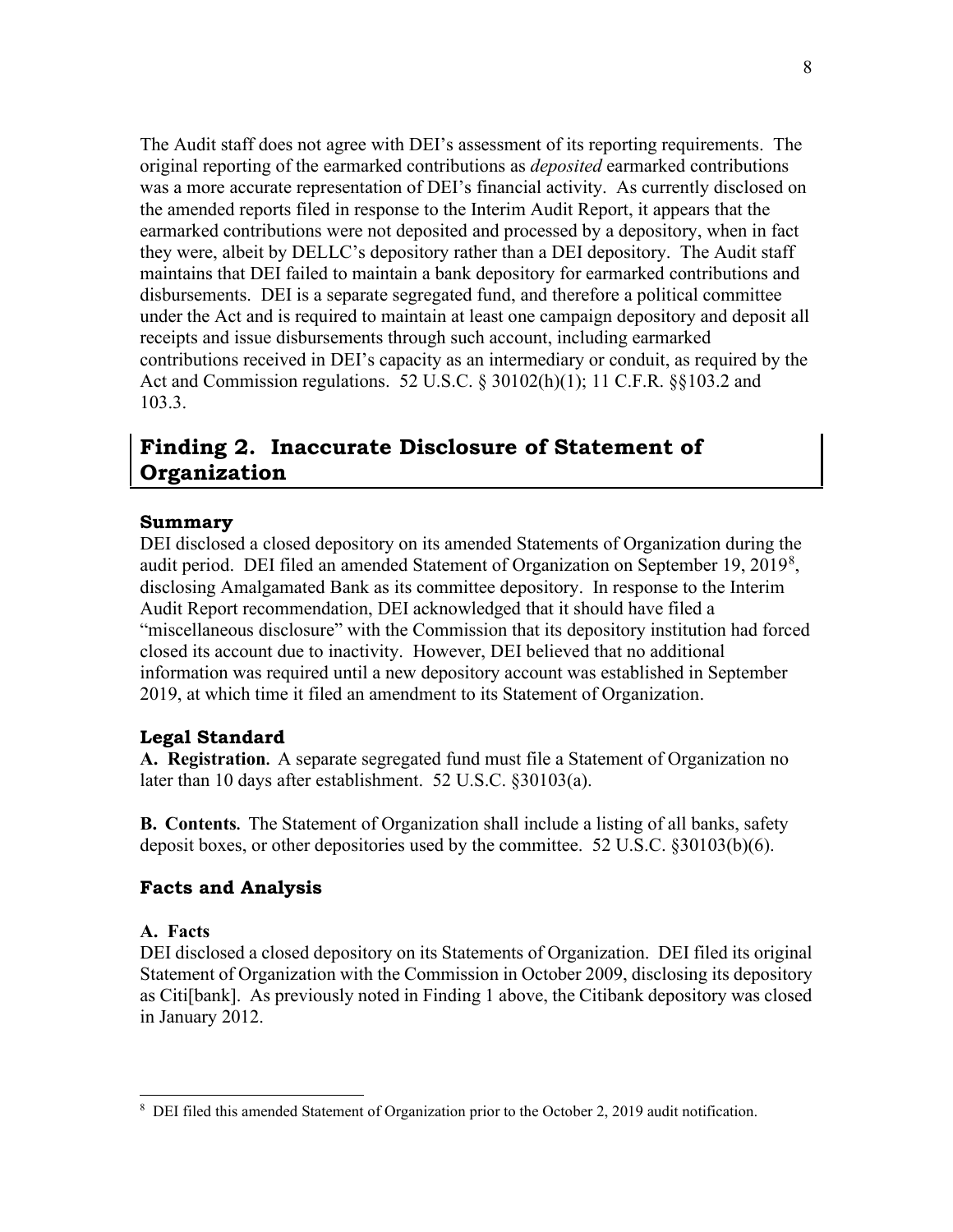The Audit staff does not agree with DEI's assessment of its reporting requirements. The original reporting of the earmarked contributions as *deposited* earmarked contributions was a more accurate representation of DEI's financial activity. As currently disclosed on the amended reports filed in response to the Interim Audit Report, it appears that the earmarked contributions were not deposited and processed by a depository, when in fact they were, albeit by DELLC's depository rather than a DEI depository. The Audit staff maintains that DEI failed to maintain a bank depository for earmarked contributions and disbursements. DEI is a separate segregated fund, and therefore a political committee under the Act and is required to maintain at least one campaign depository and deposit all receipts and issue disbursements through such account, including earmarked contributions received in DEI's capacity as an intermediary or conduit, as required by the Act and Commission regulations. 52 U.S.C. § 30102(h)(1); 11 C.F.R. §§103.2 and 103.3.

## Finding 2. Inaccurate Disclosure of Statement of Organization

### Summary

DEI disclosed a closed depository on its amended Statements of Organization during the audit period. DEI filed an amended Statement of Organization on September 19, 2019[8], disclosing Amalgamated Bank as its committee depository. In response to the Interim Audit Report recommendation, DEI acknowledged that it should have filed a "miscellaneous disclosure" with the Commission that its depository institution had forced closed its account due to inactivity. However, DEI believed that no additional information was required until a new depository account was established in September 2019, at which time it filed an amendment to its Statement of Organization.

### Legal Standard

**A. Registration.** A separate segregated fund must file a Statement of Organization no later than 10 days after establishment. 52 U.S.C. §30103(a).

**B. Contents.** The Statement of Organization shall include a listing of all banks, safety deposit boxes, or other depositories used by the committee. 52 U.S.C. §30103(b)(6).

### Facts and Analysis

**A. Facts**

DEI disclosed a closed depository on its Statements of Organization. DEI filed its original Statement of Organization with the Commission in October 2009, disclosing its depository as Citi[bank]. As previously noted in Finding 1 above, the Citibank depository was closed in January 2012.

---

[8] DEI filed this amended Statement of Organization prior to the October 2, 2019 audit notification.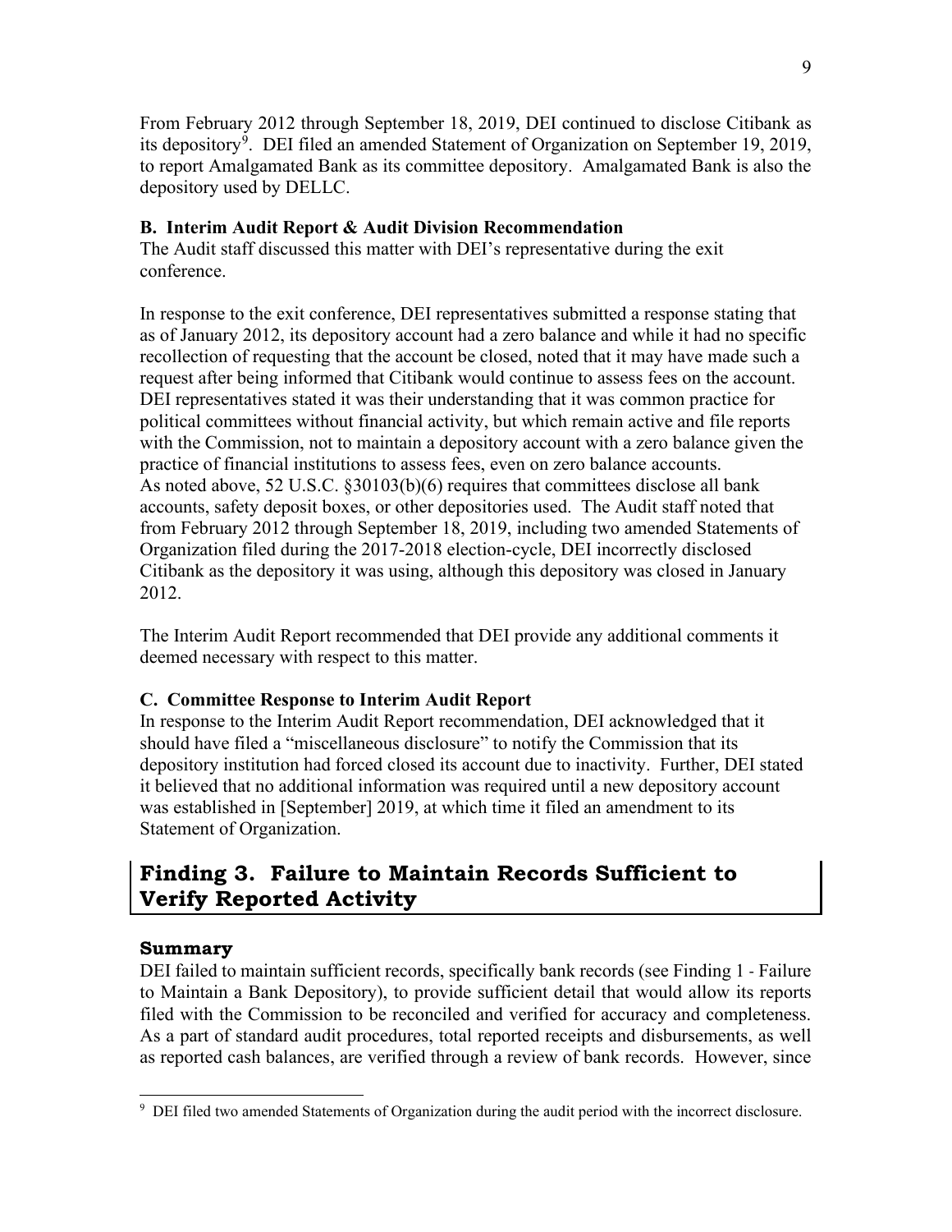From February 2012 through September 18, 2019, DEI continued to disclose Citibank as its depository[9]. DEI filed an amended Statement of Organization on September 19, 2019, to report Amalgamated Bank as its committee depository. Amalgamated Bank is also the depository used by DELLC.

### B. Interim Audit Report & Audit Division Recommendation

The Audit staff discussed this matter with DEI's representative during the exit conference.

In response to the exit conference, DEI representatives submitted a response stating that as of January 2012, its depository account had a zero balance and while it had no specific recollection of requesting that the account be closed, noted that it may have made such a request after being informed that Citibank would continue to assess fees on the account. DEI representatives stated it was their understanding that it was common practice for political committees without financial activity, but which remain active and file reports with the Commission, not to maintain a depository account with a zero balance given the practice of financial institutions to assess fees, even on zero balance accounts. As noted above, 52 U.S.C. §30103(b)(6) requires that committees disclose all bank accounts, safety deposit boxes, or other depositories used. The Audit staff noted that from February 2012 through September 18, 2019, including two amended Statements of Organization filed during the 2017-2018 election-cycle, DEI incorrectly disclosed Citibank as the depository it was using, although this depository was closed in January 2012.

The Interim Audit Report recommended that DEI provide any additional comments it deemed necessary with respect to this matter.

### C. Committee Response to Interim Audit Report

In response to the Interim Audit Report recommendation, DEI acknowledged that it should have filed a "miscellaneous disclosure" to notify the Commission that its depository institution had forced closed its account due to inactivity. Further, DEI stated it believed that no additional information was required until a new depository account was established in [September] 2019, at which time it filed an amendment to its Statement of Organization.

## Finding 3. Failure to Maintain Records Sufficient to Verify Reported Activity

### Summary

DEI failed to maintain sufficient records, specifically bank records (see Finding 1 - Failure to Maintain a Bank Depository), to provide sufficient detail that would allow its reports filed with the Commission to be reconciled and verified for accuracy and completeness. As a part of standard audit procedures, total reported receipts and disbursements, as well as reported cash balances, are verified through a review of bank records. However, since

[9] DEI filed two amended Statements of Organization during the audit period with the incorrect disclosure.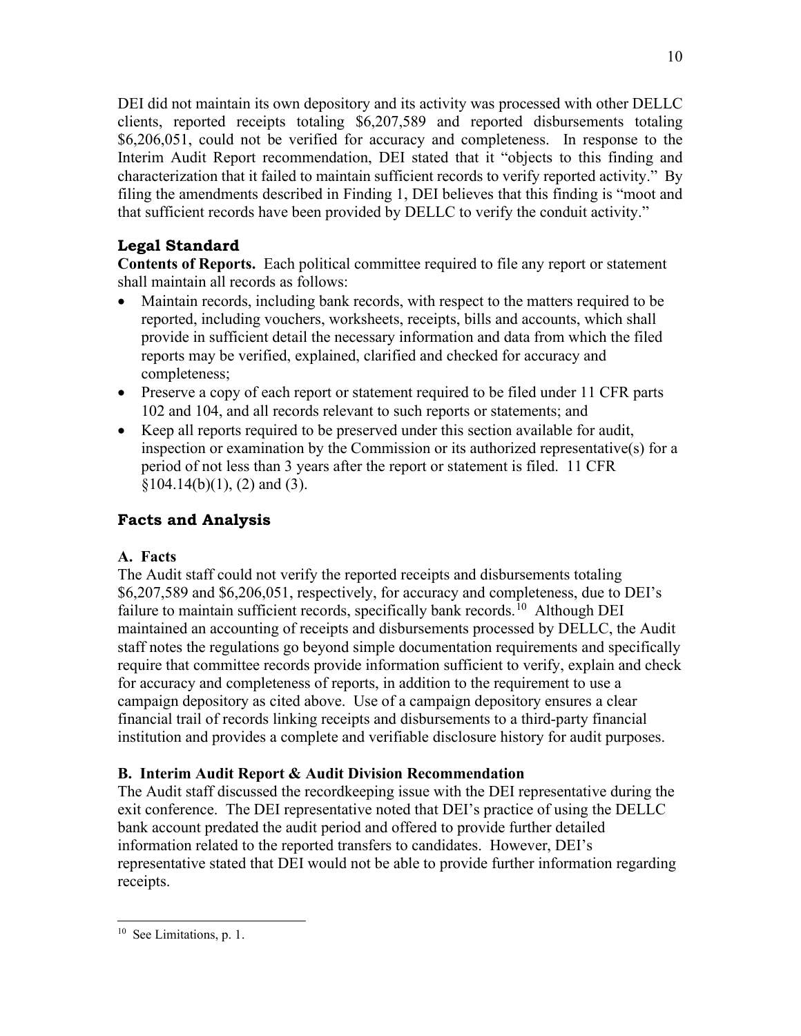DEI did not maintain its own depository and its activity was processed with other DELLC clients, reported receipts totaling $6,207,589 and reported disbursements totaling $6,206,051, could not be verified for accuracy and completeness. In response to the Interim Audit Report recommendation, DEI stated that it "objects to this finding and characterization that it failed to maintain sufficient records to verify reported activity." By filing the amendments described in Finding 1, DEI believes that this finding is "moot and that sufficient records have been provided by DELLC to verify the conduit activity."

## Legal Standard

**Contents of Reports.** Each political committee required to file any report or statement shall maintain all records as follows:

- Maintain records, including bank records, with respect to the matters required to be reported, including vouchers, worksheets, receipts, bills and accounts, which shall provide in sufficient detail the necessary information and data from which the filed reports may be verified, explained, clarified and checked for accuracy and completeness;
- Preserve a copy of each report or statement required to be filed under 11 CFR parts 102 and 104, and all records relevant to such reports or statements; and
- Keep all reports required to be preserved under this section available for audit, inspection or examination by the Commission or its authorized representative(s) for a period of not less than 3 years after the report or statement is filed. 11 CFR §104.14(b)(1), (2) and (3).

## Facts and Analysis

### A. Facts

The Audit staff could not verify the reported receipts and disbursements totaling $6,207,589 and $6,206,051, respectively, for accuracy and completeness, due to DEI's failure to maintain sufficient records, specifically bank records.[10] Although DEI maintained an accounting of receipts and disbursements processed by DELLC, the Audit staff notes the regulations go beyond simple documentation requirements and specifically require that committee records provide information sufficient to verify, explain and check for accuracy and completeness of reports, in addition to the requirement to use a campaign depository as cited above. Use of a campaign depository ensures a clear financial trail of records linking receipts and disbursements to a third-party financial institution and provides a complete and verifiable disclosure history for audit purposes.

### B. Interim Audit Report & Audit Division Recommendation

The Audit staff discussed the recordkeeping issue with the DEI representative during the exit conference. The DEI representative noted that DEI's practice of using the DELLC bank account predated the audit period and offered to provide further detailed information related to the reported transfers to candidates. However, DEI's representative stated that DEI would not be able to provide further information regarding receipts.

---

[10] See Limitations, p. 1.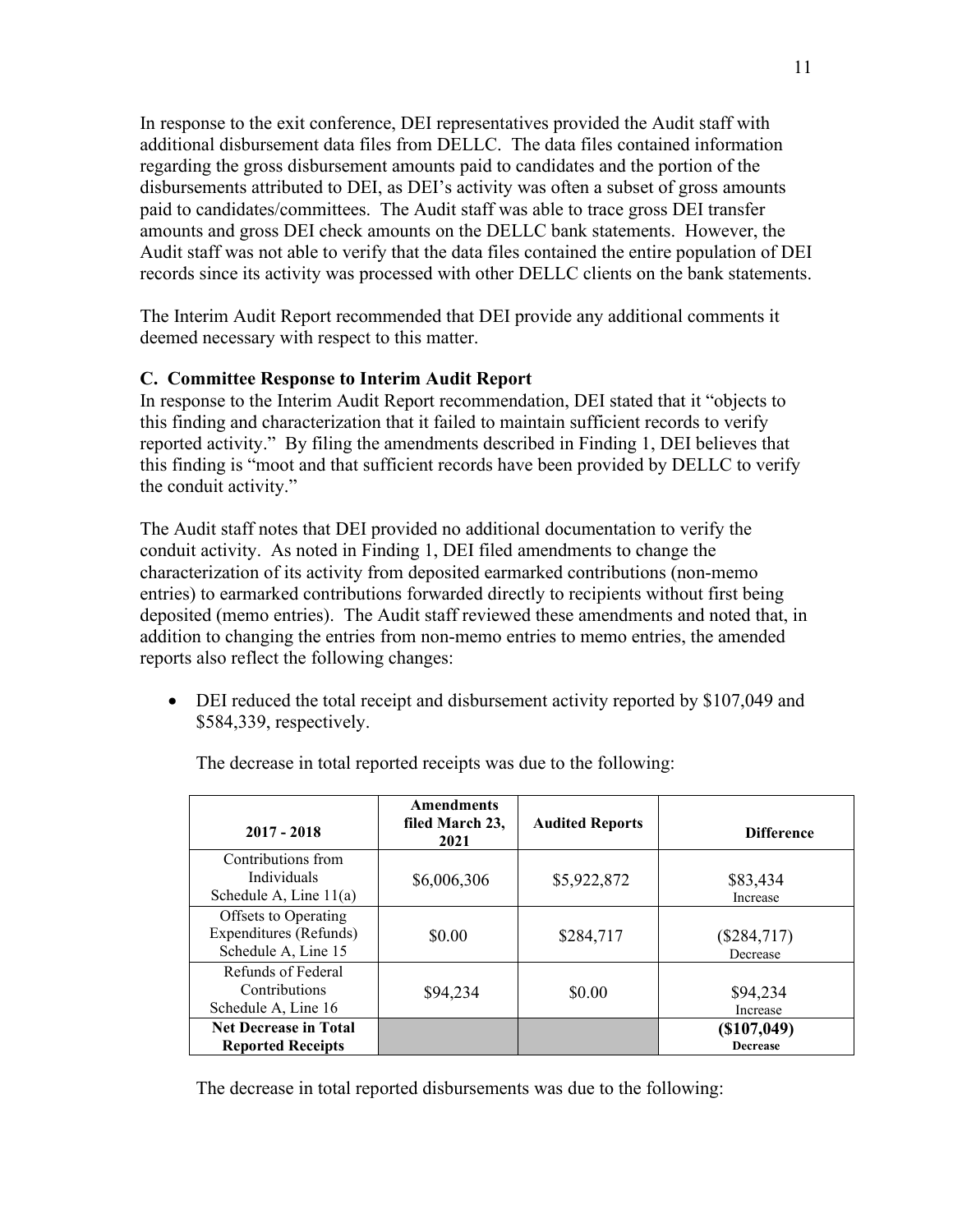In response to the exit conference, DEI representatives provided the Audit staff with additional disbursement data files from DELLC. The data files contained information regarding the gross disbursement amounts paid to candidates and the portion of the disbursements attributed to DEI, as DEI's activity was often a subset of gross amounts paid to candidates/committees. The Audit staff was able to trace gross DEI transfer amounts and gross DEI check amounts on the DELLC bank statements. However, the Audit staff was not able to verify that the data files contained the entire population of DEI records since its activity was processed with other DELLC clients on the bank statements.

The Interim Audit Report recommended that DEI provide any additional comments it deemed necessary with respect to this matter.

### C. Committee Response to Interim Audit Report

In response to the Interim Audit Report recommendation, DEI stated that it "objects to this finding and characterization that it failed to maintain sufficient records to verify reported activity." By filing the amendments described in Finding 1, DEI believes that this finding is "moot and that sufficient records have been provided by DELLC to verify the conduit activity."

The Audit staff notes that DEI provided no additional documentation to verify the conduit activity. As noted in Finding 1, DEI filed amendments to change the characterization of its activity from deposited earmarked contributions (non-memo entries) to earmarked contributions forwarded directly to recipients without first being deposited (memo entries). The Audit staff reviewed these amendments and noted that, in addition to changing the entries from non-memo entries to memo entries, the amended reports also reflect the following changes:

- DEI reduced the total receipt and disbursement activity reported by $107,049 and $584,339, respectively.

The decrease in total reported receipts was due to the following:

| 2017 - 2018 | Amendments filed March 23, 2021 | Audited Reports | Difference |
|---|---|---|---|
| Contributions from Individuals Schedule A, Line 11(a) | $6,006,306 | $5,922,872 | $83,434 Increase |
| Offsets to Operating Expenditures (Refunds) Schedule A, Line 15 | $0.00 | $284,717 | ($284,717) Decrease |
| Refunds of Federal Contributions Schedule A, Line 16 | $94,234 | $0.00 | $94,234 Increase |
| **Net Decrease in Total Reported Receipts** | | | **($107,049) Decrease** |

The decrease in total reported disbursements was due to the following: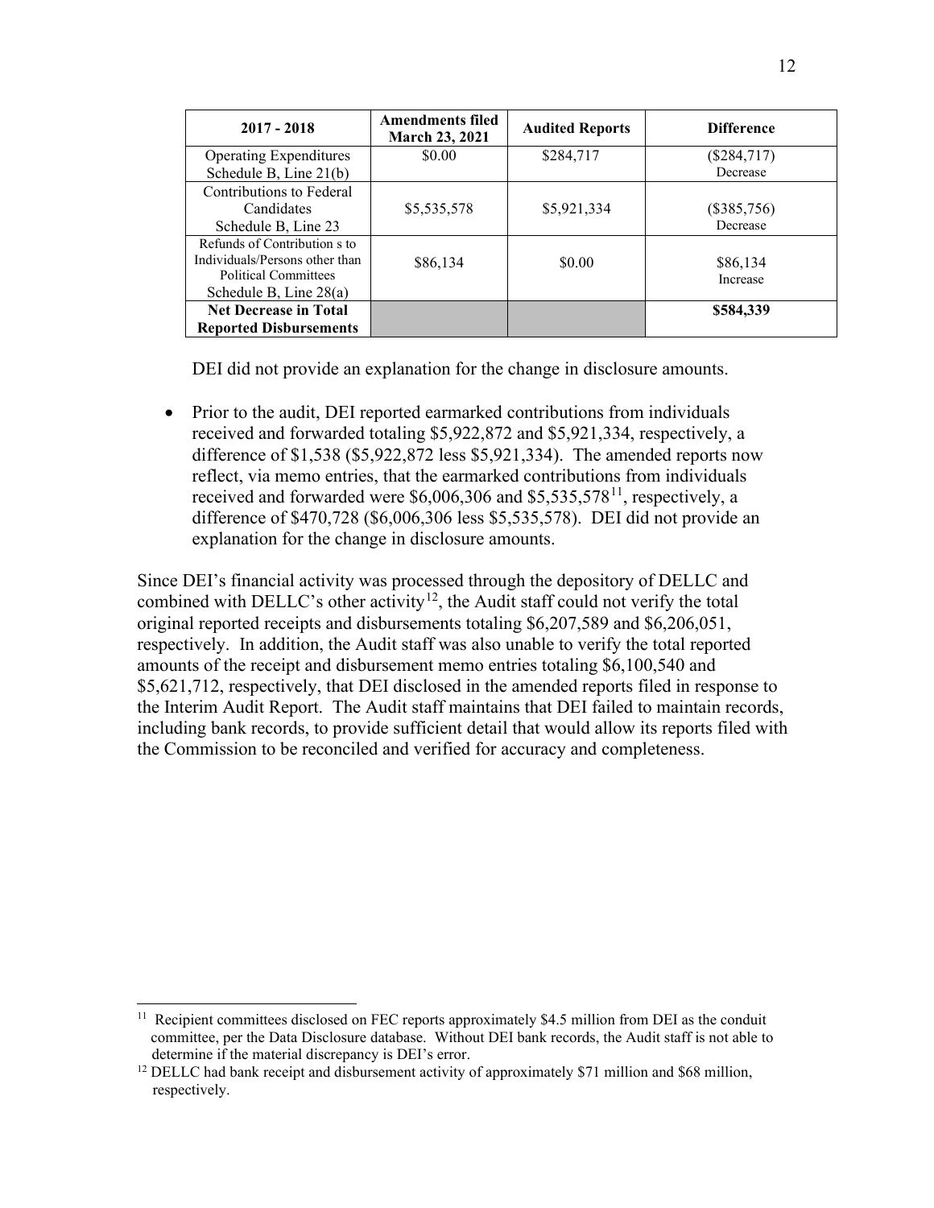| 2017 - 2018 | Amendments filed March 23, 2021 | Audited Reports | Difference |
|---|---|---|---|
| Operating Expenditures Schedule B, Line 21(b) | $0.00 | $284,717 | ($284,717) Decrease |
| Contributions to Federal Candidates Schedule B, Line 23 | $5,535,578 | $5,921,334 | ($385,756) Decrease |
| Refunds of Contribution s to Individuals/Persons other than Political Committees Schedule B, Line 28(a) | $86,134 | $0.00 | $86,134 Increase |
| **Net Decrease in Total Reported Disbursements** | | | **$584,339** |

DEI did not provide an explanation for the change in disclosure amounts.

- Prior to the audit, DEI reported earmarked contributions from individuals received and forwarded totaling $5,922,872 and $5,921,334, respectively, a difference of $1,538 ($5,922,872 less $5,921,334). The amended reports now reflect, via memo entries, that the earmarked contributions from individuals received and forwarded were $6,006,306 and $5,535,578[11], respectively, a difference of $470,728 ($6,006,306 less $5,535,578). DEI did not provide an explanation for the change in disclosure amounts.

Since DEI's financial activity was processed through the depository of DELLC and combined with DELLC's other activity[12], the Audit staff could not verify the total original reported receipts and disbursements totaling $6,207,589 and $6,206,051, respectively. In addition, the Audit staff was also unable to verify the total reported amounts of the receipt and disbursement memo entries totaling $6,100,540 and $5,621,712, respectively, that DEI disclosed in the amended reports filed in response to the Interim Audit Report. The Audit staff maintains that DEI failed to maintain records, including bank records, to provide sufficient detail that would allow its reports filed with the Commission to be reconciled and verified for accuracy and completeness.

[11] Recipient committees disclosed on FEC reports approximately $4.5 million from DEI as the conduit committee, per the Data Disclosure database. Without DEI bank records, the Audit staff is not able to determine if the material discrepancy is DEI's error.

[12] DELLC had bank receipt and disbursement activity of approximately $71 million and $68 million, respectively.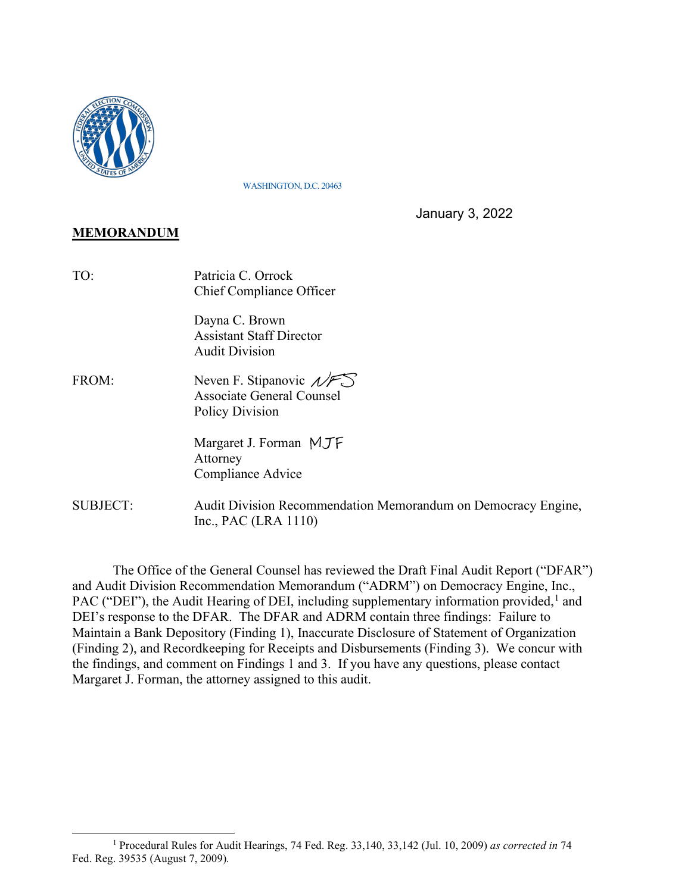WASHINGTON, D.C. 20463

January 3, 2022

**MEMORANDUM**

| | |
|---|---|
| TO: | Patricia C. Orrock<br>Chief Compliance Officer |
| | Dayna C. Brown<br>Assistant Staff Director<br>Audit Division |
| FROM: | Neven F. Stipanovic *NFS*<br>Associate General Counsel<br>Policy Division |
| | Margaret J. Forman *MJF*<br>Attorney<br>Compliance Advice |
| SUBJECT: | Audit Division Recommendation Memorandum on Democracy Engine, Inc., PAC (LRA 1110) |

The Office of the General Counsel has reviewed the Draft Final Audit Report ("DFAR") and Audit Division Recommendation Memorandum ("ADRM") on Democracy Engine, Inc., PAC ("DEI"), the Audit Hearing of DEI, including supplementary information provided,[1] and DEI's response to the DFAR. The DFAR and ADRM contain three findings: Failure to Maintain a Bank Depository (Finding 1), Inaccurate Disclosure of Statement of Organization (Finding 2), and Recordkeeping for Receipts and Disbursements (Finding 3). We concur with the findings, and comment on Findings 1 and 3. If you have any questions, please contact Margaret J. Forman, the attorney assigned to this audit.

---

[1] Procedural Rules for Audit Hearings, 74 Fed. Reg. 33,140, 33,142 (Jul. 10, 2009) *as corrected in* 74 Fed. Reg. 39535 (August 7, 2009).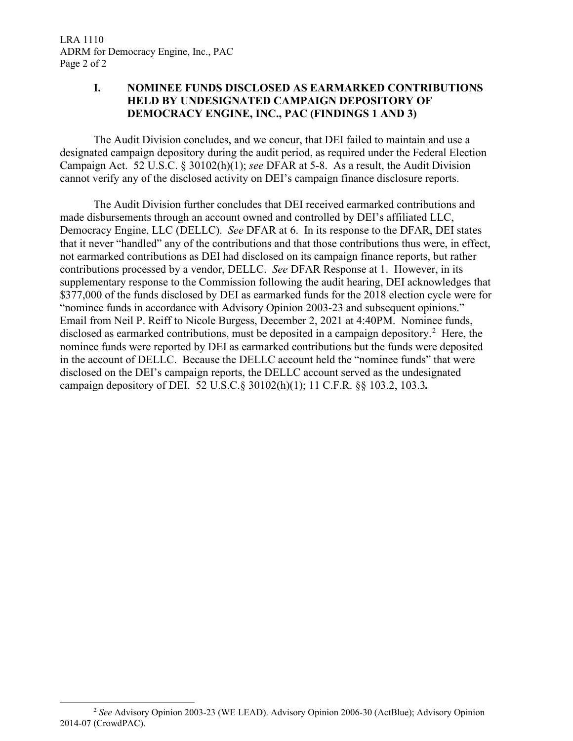## I. NOMINEE FUNDS DISCLOSED AS EARMARKED CONTRIBUTIONS HELD BY UNDESIGNATED CAMPAIGN DEPOSITORY OF DEMOCRACY ENGINE, INC., PAC (FINDINGS 1 AND 3)

The Audit Division concludes, and we concur, that DEI failed to maintain and use a designated campaign depository during the audit period, as required under the Federal Election Campaign Act. 52 U.S.C. § 30102(h)(1); *see* DFAR at 5-8. As a result, the Audit Division cannot verify any of the disclosed activity on DEI's campaign finance disclosure reports.

The Audit Division further concludes that DEI received earmarked contributions and made disbursements through an account owned and controlled by DEI's affiliated LLC, Democracy Engine, LLC (DELLC). *See* DFAR at 6. In its response to the DFAR, DEI states that it never "handled" any of the contributions and that those contributions thus were, in effect, not earmarked contributions as DEI had disclosed on its campaign finance reports, but rather contributions processed by a vendor, DELLC. *See* DFAR Response at 1. However, in its supplementary response to the Commission following the audit hearing, DEI acknowledges that $377,000 of the funds disclosed by DEI as earmarked funds for the 2018 election cycle were for "nominee funds in accordance with Advisory Opinion 2003-23 and subsequent opinions." Email from Neil P. Reiff to Nicole Burgess, December 2, 2021 at 4:40PM. Nominee funds, disclosed as earmarked contributions, must be deposited in a campaign depository.[2] Here, the nominee funds were reported by DEI as earmarked contributions but the funds were deposited in the account of DELLC. Because the DELLC account held the "nominee funds" that were disclosed on the DEI's campaign reports, the DELLC account served as the undesignated campaign depository of DEI. 52 U.S.C.§ 30102(h)(1); 11 C.F.R. §§ 103.2, 103.3**.**

[2] *See* Advisory Opinion 2003-23 (WE LEAD). Advisory Opinion 2006-30 (ActBlue); Advisory Opinion 2014-07 (CrowdPAC).